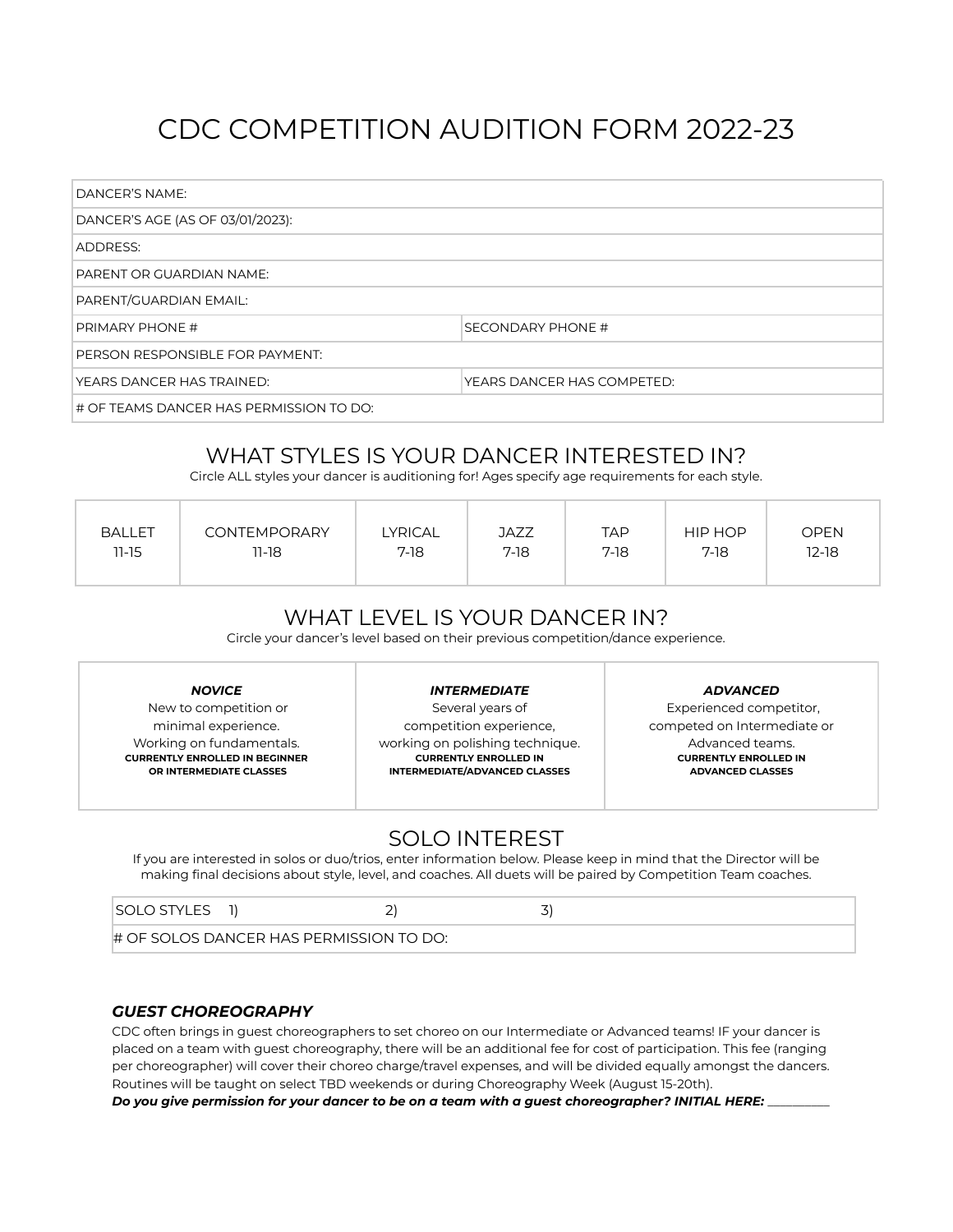# CDC COMPETITION AUDITION FORM 2022-23

| DANCER'S NAME: | |
|---|---|
| DANCER'S AGE (AS OF 03/01/2023): | |
| ADDRESS: | |
| PARENT OR GUARDIAN NAME: | |
| PARENT/GUARDIAN EMAIL: | |
| PRIMARY PHONE # | SECONDARY PHONE # |
| PERSON RESPONSIBLE FOR PAYMENT: | |
| YEARS DANCER HAS TRAINED: | YEARS DANCER HAS COMPETED: |
| # OF TEAMS DANCER HAS PERMISSION TO DO: | |

## WHAT STYLES IS YOUR DANCER INTERESTED IN?

Circle ALL styles your dancer is auditioning for! Ages specify age requirements for each style.

| BALLET | CONTEMPORARY | LYRICAL | JAZZ | TAP | HIP HOP | OPEN |
|---|---|---|---|---|---|---|
| 11-15 | 11-18 | 7-18 | 7-18 | 7-18 | 7-18 | 12-18 |

## WHAT LEVEL IS YOUR DANCER IN?

Circle your dancer's level based on their previous competition/dance experience.

| ***NOVICE*** | ***INTERMEDIATE*** | ***ADVANCED*** |
|---|---|---|
| New to competition or minimal experience. Working on fundamentals. **CURRENTLY ENROLLED IN BEGINNER OR INTERMEDIATE CLASSES** | Several years of competition experience, working on polishing technique. **CURRENTLY ENROLLED IN INTERMEDIATE/ADVANCED CLASSES** | Experienced competitor, competed on Intermediate or Advanced teams. **CURRENTLY ENROLLED IN ADVANCED CLASSES** |

## SOLO INTEREST

If you are interested in solos or duo/trios, enter information below. Please keep in mind that the Director will be making final decisions about style, level, and coaches. All duets will be paired by Competition Team coaches.

| SOLO STYLES 1) | 2) | 3) |
|---|---|---|
| # OF SOLOS DANCER HAS PERMISSION TO DO: | | |

### *GUEST CHOREOGRAPHY*

CDC often brings in guest choreographers to set choreo on our Intermediate or Advanced teams! IF your dancer is placed on a team with guest choreography, there will be an additional fee for cost of participation. This fee (ranging per choreographer) will cover their choreo charge/travel expenses, and will be divided equally amongst the dancers. Routines will be taught on select TBD weekends or during Choreography Week (August 15-20th).

***Do you give permission for your dancer to be on a team with a guest choreographer? INITIAL HERE: __________***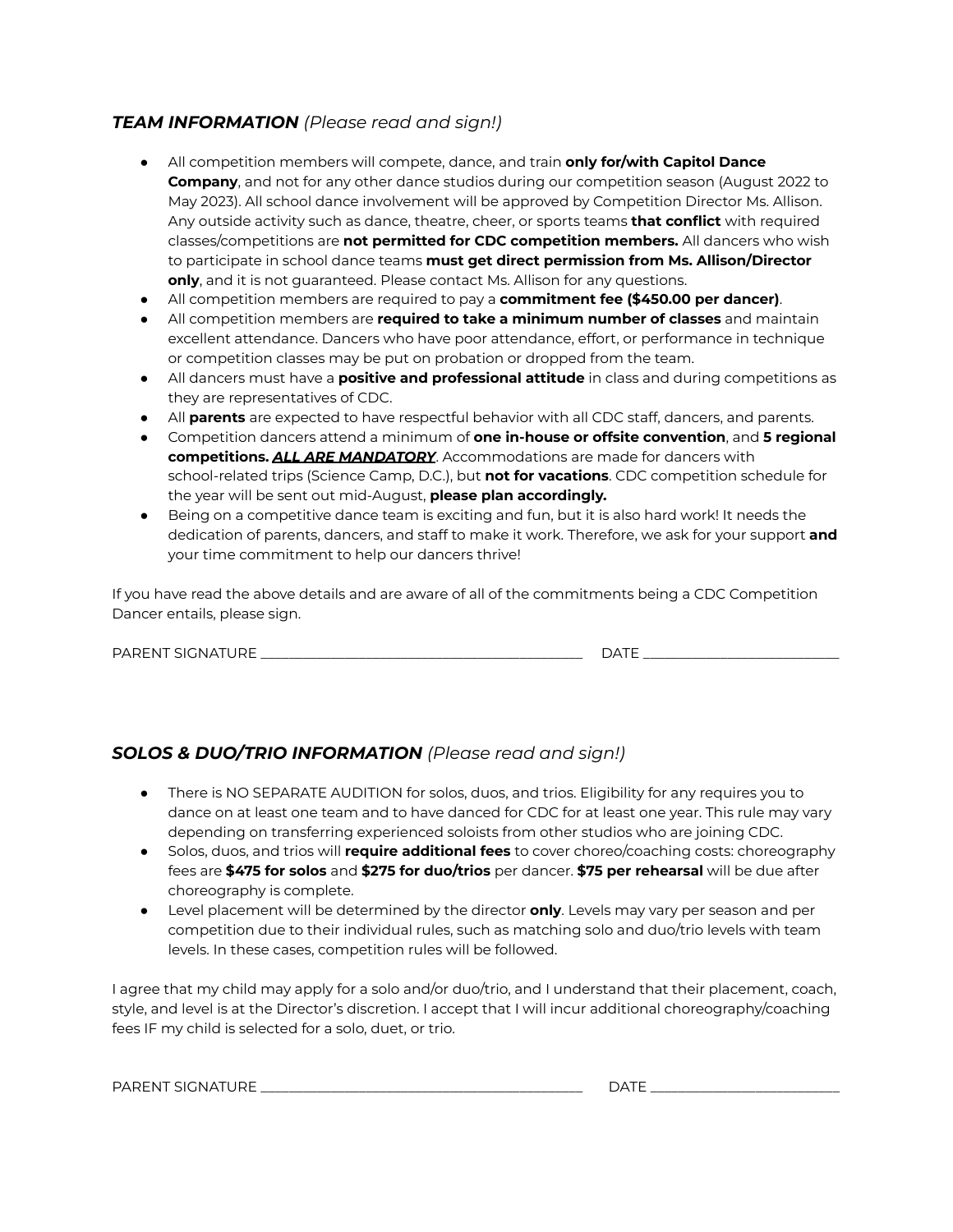## ***TEAM INFORMATION*** *(Please read and sign!)*

- All competition members will compete, dance, and train **only for/with Capitol Dance Company**, and not for any other dance studios during our competition season (August 2022 to May 2023). All school dance involvement will be approved by Competition Director Ms. Allison. Any outside activity such as dance, theatre, cheer, or sports teams **that conflict** with required classes/competitions are **not permitted for CDC competition members.** All dancers who wish to participate in school dance teams **must get direct permission from Ms. Allison/Director only**, and it is not guaranteed. Please contact Ms. Allison for any questions.
- All competition members are required to pay a **commitment fee ($450.00 per dancer)**.
- All competition members are **required to take a minimum number of classes** and maintain excellent attendance. Dancers who have poor attendance, effort, or performance in technique or competition classes may be put on probation or dropped from the team.
- All dancers must have a **positive and professional attitude** in class and during competitions as they are representatives of CDC.
- All **parents** are expected to have respectful behavior with all CDC staff, dancers, and parents.
- Competition dancers attend a minimum of **one in-house or offsite convention**, and **5 regional competitions.** ***<u>ALL ARE MANDATORY</u>***. Accommodations are made for dancers with school-related trips (Science Camp, D.C.), but **not for vacations**. CDC competition schedule for the year will be sent out mid-August, **please plan accordingly.**
- Being on a competitive dance team is exciting and fun, but it is also hard work! It needs the dedication of parents, dancers, and staff to make it work. Therefore, we ask for your support **and** your time commitment to help our dancers thrive!

If you have read the above details and are aware of all of the commitments being a CDC Competition Dancer entails, please sign.

PARENT SIGNATURE ________________________________________ DATE ___________________________

## ***SOLOS & DUO/TRIO INFORMATION*** *(Please read and sign!)*

- There is NO SEPARATE AUDITION for solos, duos, and trios. Eligibility for any requires you to dance on at least one team and to have danced for CDC for at least one year. This rule may vary depending on transferring experienced soloists from other studios who are joining CDC.
- Solos, duos, and trios will **require additional fees** to cover choreo/coaching costs: choreography fees are **$475 for solos** and **$275 for duo/trios** per dancer. **$75 per rehearsal** will be due after choreography is complete.
- Level placement will be determined by the director **only**. Levels may vary per season and per competition due to their individual rules, such as matching solo and duo/trio levels with team levels. In these cases, competition rules will be followed.

I agree that my child may apply for a solo and/or duo/trio, and I understand that their placement, coach, style, and level is at the Director's discretion. I accept that I will incur additional choreography/coaching fees IF my child is selected for a solo, duet, or trio.

PARENT SIGNATURE ________________________________________ DATE ___________________________